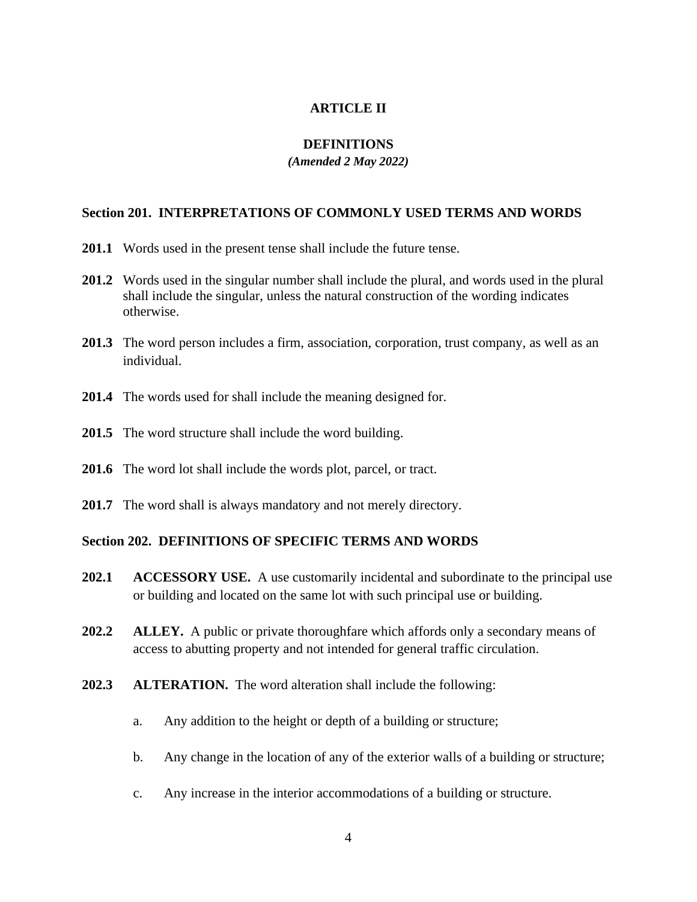# ARTICLE II

## DEFINITIONS

*(Amended 2 May 2022)*

### Section 201. INTERPRETATIONS OF COMMONLY USED TERMS AND WORDS

**201.1** Words used in the present tense shall include the future tense.

**201.2** Words used in the singular number shall include the plural, and words used in the plural shall include the singular, unless the natural construction of the wording indicates otherwise.

**201.3** The word person includes a firm, association, corporation, trust company, as well as an individual.

**201.4** The words used for shall include the meaning designed for.

**201.5** The word structure shall include the word building.

**201.6** The word lot shall include the words plot, parcel, or tract.

**201.7** The word shall is always mandatory and not merely directory.

### Section 202. DEFINITIONS OF SPECIFIC TERMS AND WORDS

**202.1** **ACCESSORY USE.** A use customarily incidental and subordinate to the principal use or building and located on the same lot with such principal use or building.

**202.2** **ALLEY.** A public or private thoroughfare which affords only a secondary means of access to abutting property and not intended for general traffic circulation.

**202.3** **ALTERATION.** The word alteration shall include the following:

a. Any addition to the height or depth of a building or structure;

b. Any change in the location of any of the exterior walls of a building or structure;

c. Any increase in the interior accommodations of a building or structure.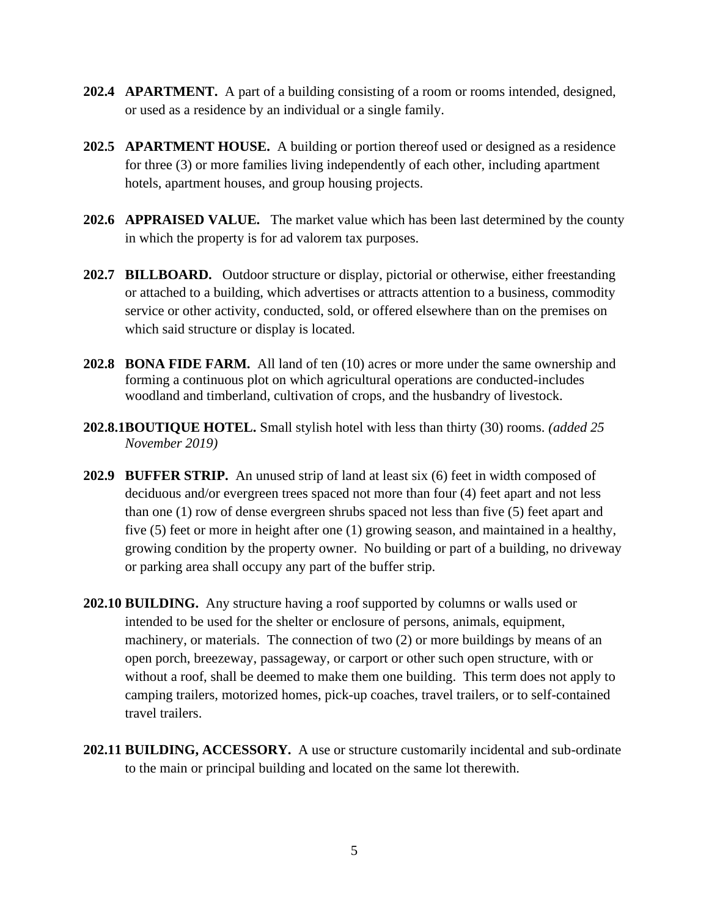**202.4 APARTMENT.** A part of a building consisting of a room or rooms intended, designed, or used as a residence by an individual or a single family.

**202.5 APARTMENT HOUSE.** A building or portion thereof used or designed as a residence for three (3) or more families living independently of each other, including apartment hotels, apartment houses, and group housing projects.

**202.6 APPRAISED VALUE.** The market value which has been last determined by the county in which the property is for ad valorem tax purposes.

**202.7 BILLBOARD.** Outdoor structure or display, pictorial or otherwise, either freestanding or attached to a building, which advertises or attracts attention to a business, commodity service or other activity, conducted, sold, or offered elsewhere than on the premises on which said structure or display is located.

**202.8 BONA FIDE FARM.** All land of ten (10) acres or more under the same ownership and forming a continuous plot on which agricultural operations are conducted-includes woodland and timberland, cultivation of crops, and the husbandry of livestock.

**202.8.1 BOUTIQUE HOTEL.** Small stylish hotel with less than thirty (30) rooms. *(added 25 November 2019)*

**202.9 BUFFER STRIP.** An unused strip of land at least six (6) feet in width composed of deciduous and/or evergreen trees spaced not more than four (4) feet apart and not less than one (1) row of dense evergreen shrubs spaced not less than five (5) feet apart and five (5) feet or more in height after one (1) growing season, and maintained in a healthy, growing condition by the property owner. No building or part of a building, no driveway or parking area shall occupy any part of the buffer strip.

**202.10 BUILDING.** Any structure having a roof supported by columns or walls used or intended to be used for the shelter or enclosure of persons, animals, equipment, machinery, or materials. The connection of two (2) or more buildings by means of an open porch, breezeway, passageway, or carport or other such open structure, with or without a roof, shall be deemed to make them one building. This term does not apply to camping trailers, motorized homes, pick-up coaches, travel trailers, or to self-contained travel trailers.

**202.11 BUILDING, ACCESSORY.** A use or structure customarily incidental and sub-ordinate to the main or principal building and located on the same lot therewith.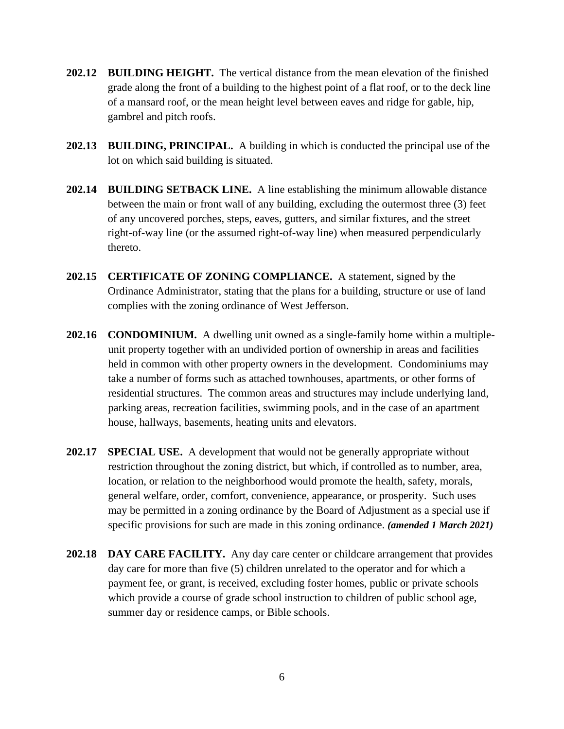**202.12 BUILDING HEIGHT.** The vertical distance from the mean elevation of the finished grade along the front of a building to the highest point of a flat roof, or to the deck line of a mansard roof, or the mean height level between eaves and ridge for gable, hip, gambrel and pitch roofs.

**202.13 BUILDING, PRINCIPAL.** A building in which is conducted the principal use of the lot on which said building is situated.

**202.14 BUILDING SETBACK LINE.** A line establishing the minimum allowable distance between the main or front wall of any building, excluding the outermost three (3) feet of any uncovered porches, steps, eaves, gutters, and similar fixtures, and the street right-of-way line (or the assumed right-of-way line) when measured perpendicularly thereto.

**202.15 CERTIFICATE OF ZONING COMPLIANCE.** A statement, signed by the Ordinance Administrator, stating that the plans for a building, structure or use of land complies with the zoning ordinance of West Jefferson.

**202.16 CONDOMINIUM.** A dwelling unit owned as a single-family home within a multiple-unit property together with an undivided portion of ownership in areas and facilities held in common with other property owners in the development. Condominiums may take a number of forms such as attached townhouses, apartments, or other forms of residential structures. The common areas and structures may include underlying land, parking areas, recreation facilities, swimming pools, and in the case of an apartment house, hallways, basements, heating units and elevators.

**202.17 SPECIAL USE.** A development that would not be generally appropriate without restriction throughout the zoning district, but which, if controlled as to number, area, location, or relation to the neighborhood would promote the health, safety, morals, general welfare, order, comfort, convenience, appearance, or prosperity. Such uses may be permitted in a zoning ordinance by the Board of Adjustment as a special use if specific provisions for such are made in this zoning ordinance. ***(amended 1 March 2021)***

**202.18 DAY CARE FACILITY.** Any day care center or childcare arrangement that provides day care for more than five (5) children unrelated to the operator and for which a payment fee, or grant, is received, excluding foster homes, public or private schools which provide a course of grade school instruction to children of public school age, summer day or residence camps, or Bible schools.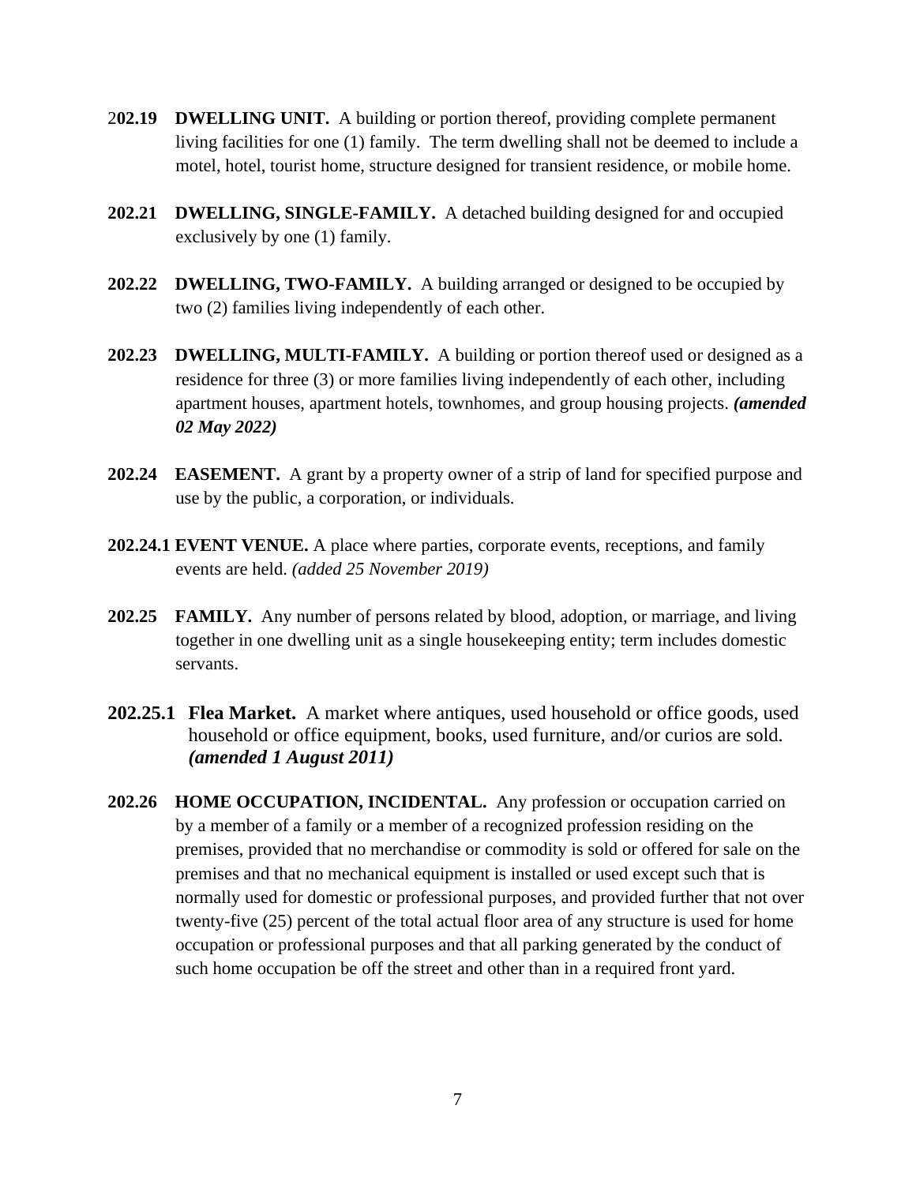**202.19 DWELLING UNIT.** A building or portion thereof, providing complete permanent living facilities for one (1) family. The term dwelling shall not be deemed to include a motel, hotel, tourist home, structure designed for transient residence, or mobile home.

**202.21 DWELLING, SINGLE-FAMILY.** A detached building designed for and occupied exclusively by one (1) family.

**202.22 DWELLING, TWO-FAMILY.** A building arranged or designed to be occupied by two (2) families living independently of each other.

**202.23 DWELLING, MULTI-FAMILY.** A building or portion thereof used or designed as a residence for three (3) or more families living independently of each other, including apartment houses, apartment hotels, townhomes, and group housing projects. ***(amended 02 May 2022)***

**202.24 EASEMENT.** A grant by a property owner of a strip of land for specified purpose and use by the public, a corporation, or individuals.

**202.24.1 EVENT VENUE.** A place where parties, corporate events, receptions, and family events are held. *(added 25 November 2019)*

**202.25 FAMILY.** Any number of persons related by blood, adoption, or marriage, and living together in one dwelling unit as a single housekeeping entity; term includes domestic servants.

**202.25.1 Flea Market.** A market where antiques, used household or office goods, used household or office equipment, books, used furniture, and/or curios are sold. ***(amended 1 August 2011)***

**202.26 HOME OCCUPATION, INCIDENTAL.** Any profession or occupation carried on by a member of a family or a member of a recognized profession residing on the premises, provided that no merchandise or commodity is sold or offered for sale on the premises and that no mechanical equipment is installed or used except such that is normally used for domestic or professional purposes, and provided further that not over twenty-five (25) percent of the total actual floor area of any structure is used for home occupation or professional purposes and that all parking generated by the conduct of such home occupation be off the street and other than in a required front yard.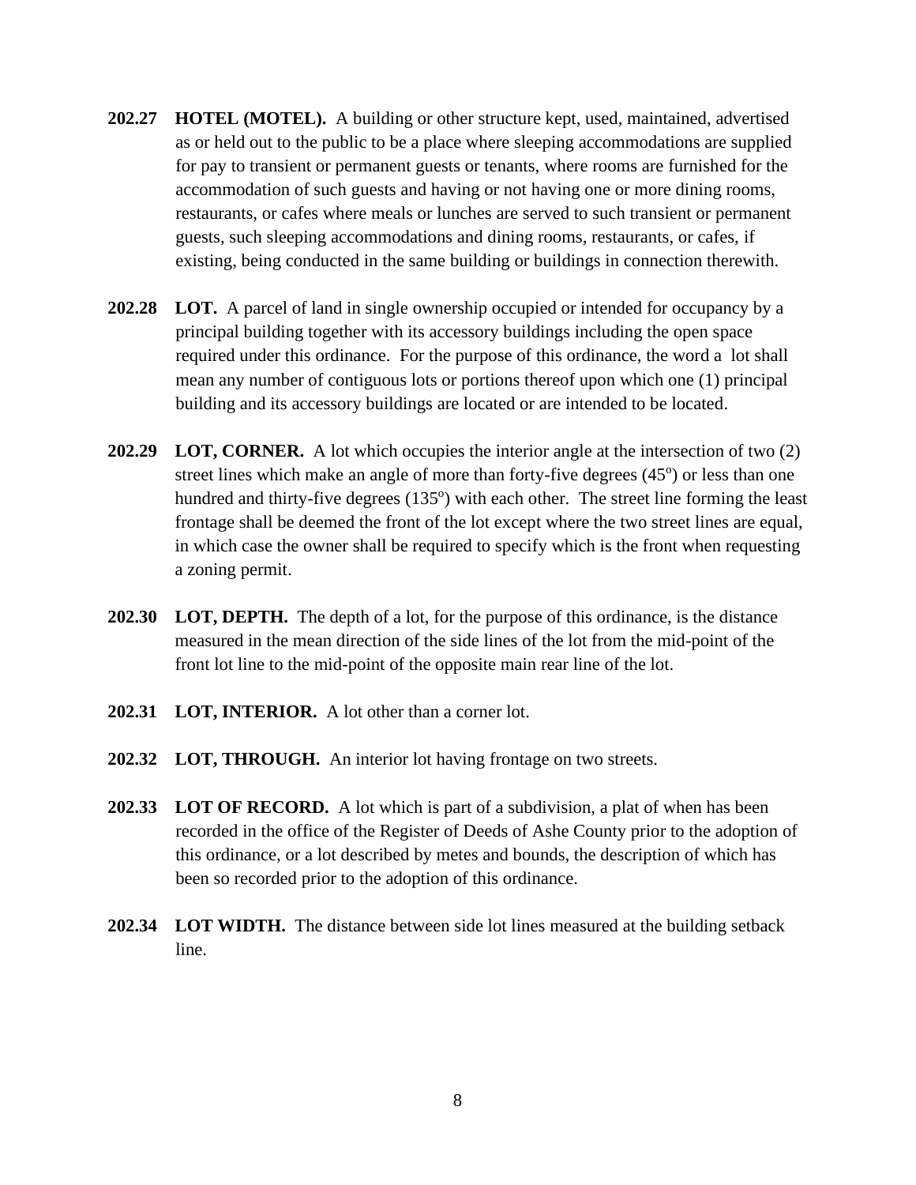**202.27 HOTEL (MOTEL).** A building or other structure kept, used, maintained, advertised as or held out to the public to be a place where sleeping accommodations are supplied for pay to transient or permanent guests or tenants, where rooms are furnished for the accommodation of such guests and having or not having one or more dining rooms, restaurants, or cafes where meals or lunches are served to such transient or permanent guests, such sleeping accommodations and dining rooms, restaurants, or cafes, if existing, being conducted in the same building or buildings in connection therewith.

**202.28 LOT.** A parcel of land in single ownership occupied or intended for occupancy by a principal building together with its accessory buildings including the open space required under this ordinance. For the purpose of this ordinance, the word a lot shall mean any number of contiguous lots or portions thereof upon which one (1) principal building and its accessory buildings are located or are intended to be located.

**202.29 LOT, CORNER.** A lot which occupies the interior angle at the intersection of two (2) street lines which make an angle of more than forty-five degrees (45°) or less than one hundred and thirty-five degrees (135°) with each other. The street line forming the least frontage shall be deemed the front of the lot except where the two street lines are equal, in which case the owner shall be required to specify which is the front when requesting a zoning permit.

**202.30 LOT, DEPTH.** The depth of a lot, for the purpose of this ordinance, is the distance measured in the mean direction of the side lines of the lot from the mid-point of the front lot line to the mid-point of the opposite main rear line of the lot.

**202.31 LOT, INTERIOR.** A lot other than a corner lot.

**202.32 LOT, THROUGH.** An interior lot having frontage on two streets.

**202.33 LOT OF RECORD.** A lot which is part of a subdivision, a plat of when has been recorded in the office of the Register of Deeds of Ashe County prior to the adoption of this ordinance, or a lot described by metes and bounds, the description of which has been so recorded prior to the adoption of this ordinance.

**202.34 LOT WIDTH.** The distance between side lot lines measured at the building setback line.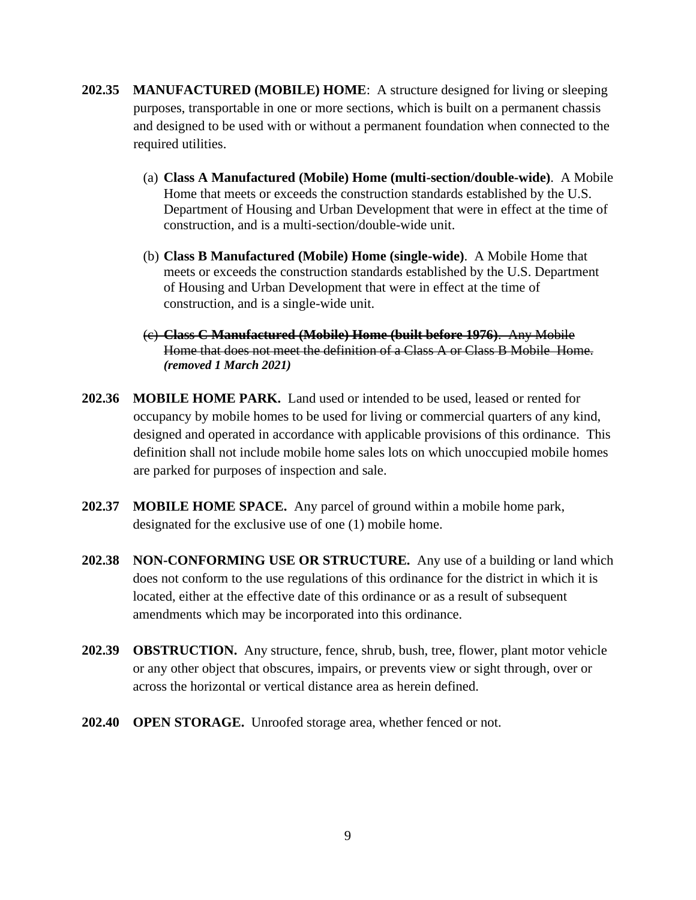**202.35 MANUFACTURED (MOBILE) HOME**: A structure designed for living or sleeping purposes, transportable in one or more sections, which is built on a permanent chassis and designed to be used with or without a permanent foundation when connected to the required utilities.

(a) **Class A Manufactured (Mobile) Home (multi-section/double-wide)**. A Mobile Home that meets or exceeds the construction standards established by the U.S. Department of Housing and Urban Development that were in effect at the time of construction, and is a multi-section/double-wide unit.

(b) **Class B Manufactured (Mobile) Home (single-wide)**. A Mobile Home that meets or exceeds the construction standards established by the U.S. Department of Housing and Urban Development that were in effect at the time of construction, and is a single-wide unit.

~~(c) **Class C Manufactured (Mobile) Home (built before 1976)**. Any Mobile Home that does not meet the definition of a Class A or Class B Mobile Home.~~ ***(removed 1 March 2021)***

**202.36 MOBILE HOME PARK.** Land used or intended to be used, leased or rented for occupancy by mobile homes to be used for living or commercial quarters of any kind, designed and operated in accordance with applicable provisions of this ordinance. This definition shall not include mobile home sales lots on which unoccupied mobile homes are parked for purposes of inspection and sale.

**202.37 MOBILE HOME SPACE.** Any parcel of ground within a mobile home park, designated for the exclusive use of one (1) mobile home.

**202.38 NON-CONFORMING USE OR STRUCTURE.** Any use of a building or land which does not conform to the use regulations of this ordinance for the district in which it is located, either at the effective date of this ordinance or as a result of subsequent amendments which may be incorporated into this ordinance.

**202.39 OBSTRUCTION.** Any structure, fence, shrub, bush, tree, flower, plant motor vehicle or any other object that obscures, impairs, or prevents view or sight through, over or across the horizontal or vertical distance area as herein defined.

**202.40 OPEN STORAGE.** Unroofed storage area, whether fenced or not.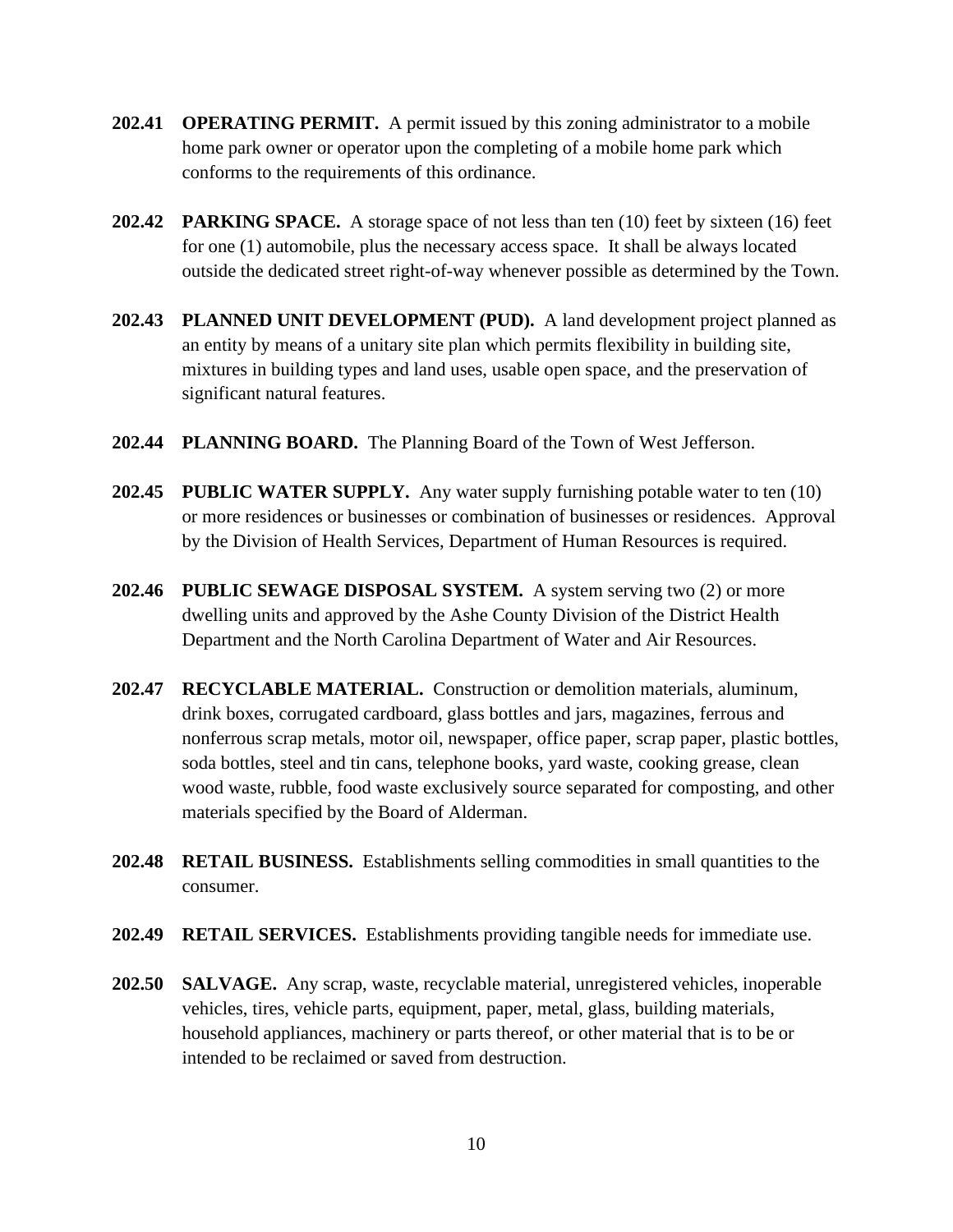**202.41 OPERATING PERMIT.** A permit issued by this zoning administrator to a mobile home park owner or operator upon the completing of a mobile home park which conforms to the requirements of this ordinance.

**202.42 PARKING SPACE.** A storage space of not less than ten (10) feet by sixteen (16) feet for one (1) automobile, plus the necessary access space. It shall be always located outside the dedicated street right-of-way whenever possible as determined by the Town.

**202.43 PLANNED UNIT DEVELOPMENT (PUD).** A land development project planned as an entity by means of a unitary site plan which permits flexibility in building site, mixtures in building types and land uses, usable open space, and the preservation of significant natural features.

**202.44 PLANNING BOARD.** The Planning Board of the Town of West Jefferson.

**202.45 PUBLIC WATER SUPPLY.** Any water supply furnishing potable water to ten (10) or more residences or businesses or combination of businesses or residences. Approval by the Division of Health Services, Department of Human Resources is required.

**202.46 PUBLIC SEWAGE DISPOSAL SYSTEM.** A system serving two (2) or more dwelling units and approved by the Ashe County Division of the District Health Department and the North Carolina Department of Water and Air Resources.

**202.47 RECYCLABLE MATERIAL.** Construction or demolition materials, aluminum, drink boxes, corrugated cardboard, glass bottles and jars, magazines, ferrous and nonferrous scrap metals, motor oil, newspaper, office paper, scrap paper, plastic bottles, soda bottles, steel and tin cans, telephone books, yard waste, cooking grease, clean wood waste, rubble, food waste exclusively source separated for composting, and other materials specified by the Board of Alderman.

**202.48 RETAIL BUSINESS.** Establishments selling commodities in small quantities to the consumer.

**202.49 RETAIL SERVICES.** Establishments providing tangible needs for immediate use.

**202.50 SALVAGE.** Any scrap, waste, recyclable material, unregistered vehicles, inoperable vehicles, tires, vehicle parts, equipment, paper, metal, glass, building materials, household appliances, machinery or parts thereof, or other material that is to be or intended to be reclaimed or saved from destruction.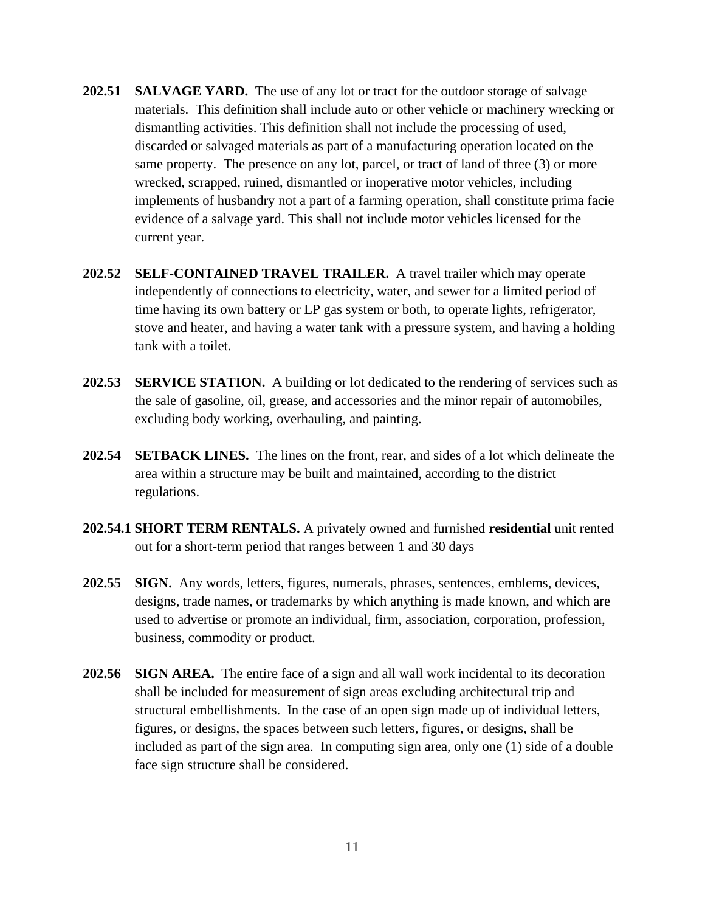**202.51 SALVAGE YARD.** The use of any lot or tract for the outdoor storage of salvage materials. This definition shall include auto or other vehicle or machinery wrecking or dismantling activities. This definition shall not include the processing of used, discarded or salvaged materials as part of a manufacturing operation located on the same property. The presence on any lot, parcel, or tract of land of three (3) or more wrecked, scrapped, ruined, dismantled or inoperative motor vehicles, including implements of husbandry not a part of a farming operation, shall constitute prima facie evidence of a salvage yard. This shall not include motor vehicles licensed for the current year.

**202.52 SELF-CONTAINED TRAVEL TRAILER.** A travel trailer which may operate independently of connections to electricity, water, and sewer for a limited period of time having its own battery or LP gas system or both, to operate lights, refrigerator, stove and heater, and having a water tank with a pressure system, and having a holding tank with a toilet.

**202.53 SERVICE STATION.** A building or lot dedicated to the rendering of services such as the sale of gasoline, oil, grease, and accessories and the minor repair of automobiles, excluding body working, overhauling, and painting.

**202.54 SETBACK LINES.** The lines on the front, rear, and sides of a lot which delineate the area within a structure may be built and maintained, according to the district regulations.

**202.54.1 SHORT TERM RENTALS.** A privately owned and furnished **residential** unit rented out for a short-term period that ranges between 1 and 30 days

**202.55 SIGN.** Any words, letters, figures, numerals, phrases, sentences, emblems, devices, designs, trade names, or trademarks by which anything is made known, and which are used to advertise or promote an individual, firm, association, corporation, profession, business, commodity or product.

**202.56 SIGN AREA.** The entire face of a sign and all wall work incidental to its decoration shall be included for measurement of sign areas excluding architectural trip and structural embellishments. In the case of an open sign made up of individual letters, figures, or designs, the spaces between such letters, figures, or designs, shall be included as part of the sign area. In computing sign area, only one (1) side of a double face sign structure shall be considered.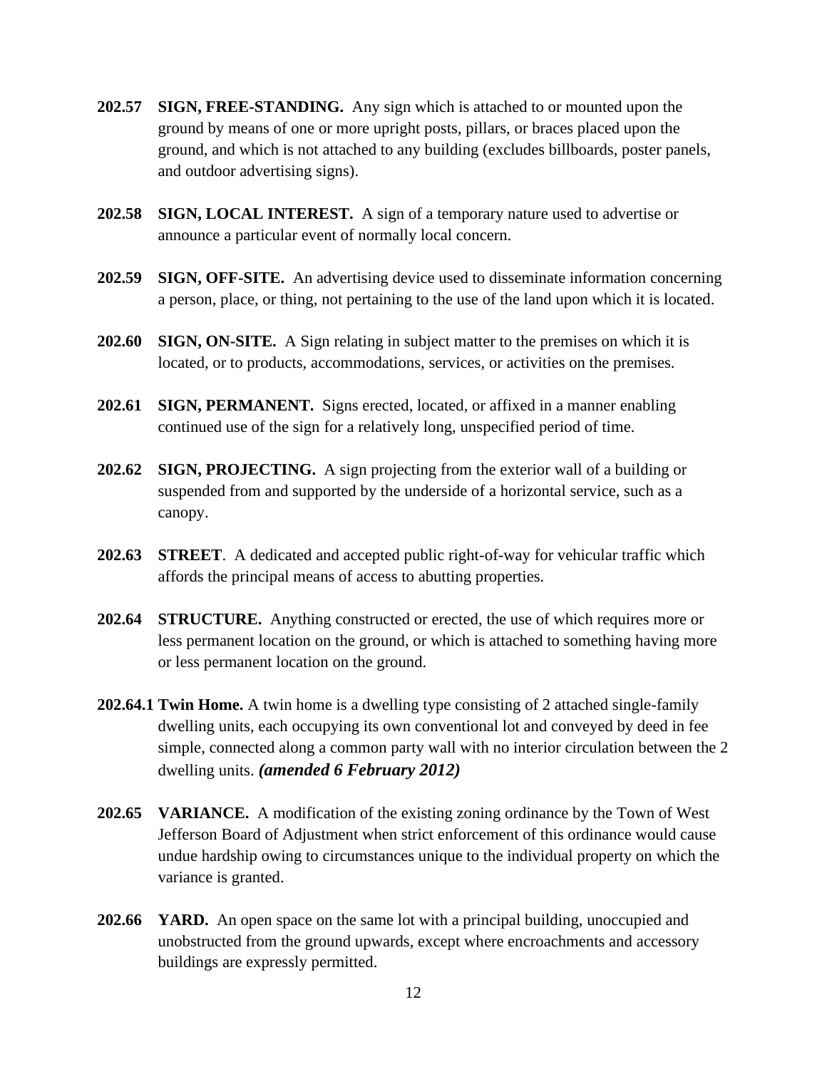**202.57 SIGN, FREE-STANDING.** Any sign which is attached to or mounted upon the ground by means of one or more upright posts, pillars, or braces placed upon the ground, and which is not attached to any building (excludes billboards, poster panels, and outdoor advertising signs).

**202.58 SIGN, LOCAL INTEREST.** A sign of a temporary nature used to advertise or announce a particular event of normally local concern.

**202.59 SIGN, OFF-SITE.** An advertising device used to disseminate information concerning a person, place, or thing, not pertaining to the use of the land upon which it is located.

**202.60 SIGN, ON-SITE.** A Sign relating in subject matter to the premises on which it is located, or to products, accommodations, services, or activities on the premises.

**202.61 SIGN, PERMANENT.** Signs erected, located, or affixed in a manner enabling continued use of the sign for a relatively long, unspecified period of time.

**202.62 SIGN, PROJECTING.** A sign projecting from the exterior wall of a building or suspended from and supported by the underside of a horizontal service, such as a canopy.

**202.63 STREET**. A dedicated and accepted public right-of-way for vehicular traffic which affords the principal means of access to abutting properties.

**202.64 STRUCTURE.** Anything constructed or erected, the use of which requires more or less permanent location on the ground, or which is attached to something having more or less permanent location on the ground.

**202.64.1 Twin Home.** A twin home is a dwelling type consisting of 2 attached single-family dwelling units, each occupying its own conventional lot and conveyed by deed in fee simple, connected along a common party wall with no interior circulation between the 2 dwelling units. ***(amended 6 February 2012)***

**202.65 VARIANCE.** A modification of the existing zoning ordinance by the Town of West Jefferson Board of Adjustment when strict enforcement of this ordinance would cause undue hardship owing to circumstances unique to the individual property on which the variance is granted.

**202.66 YARD.** An open space on the same lot with a principal building, unoccupied and unobstructed from the ground upwards, except where encroachments and accessory buildings are expressly permitted.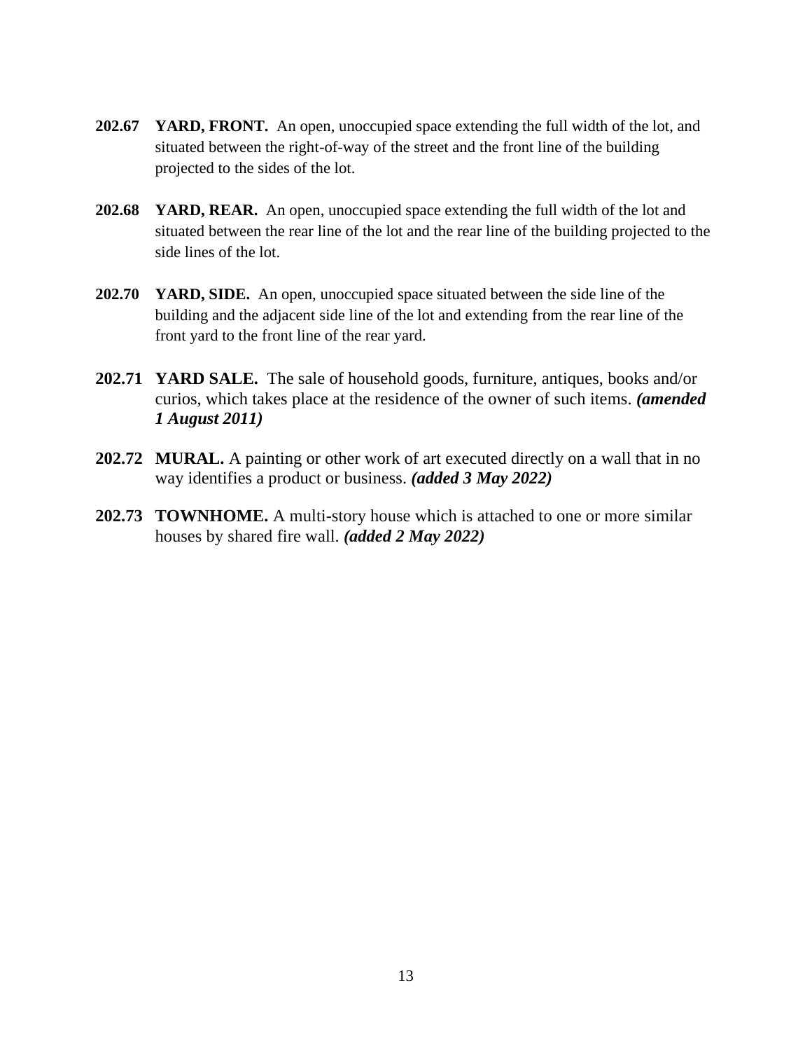**202.67 YARD, FRONT.** An open, unoccupied space extending the full width of the lot, and situated between the right-of-way of the street and the front line of the building projected to the sides of the lot.

**202.68 YARD, REAR.** An open, unoccupied space extending the full width of the lot and situated between the rear line of the lot and the rear line of the building projected to the side lines of the lot.

**202.70 YARD, SIDE.** An open, unoccupied space situated between the side line of the building and the adjacent side line of the lot and extending from the rear line of the front yard to the front line of the rear yard.

**202.71 YARD SALE.** The sale of household goods, furniture, antiques, books and/or curios, which takes place at the residence of the owner of such items. ***(amended 1 August 2011)***

**202.72 MURAL.** A painting or other work of art executed directly on a wall that in no way identifies a product or business. ***(added 3 May 2022)***

**202.73 TOWNHOME.** A multi-story house which is attached to one or more similar houses by shared fire wall. ***(added 2 May 2022)***